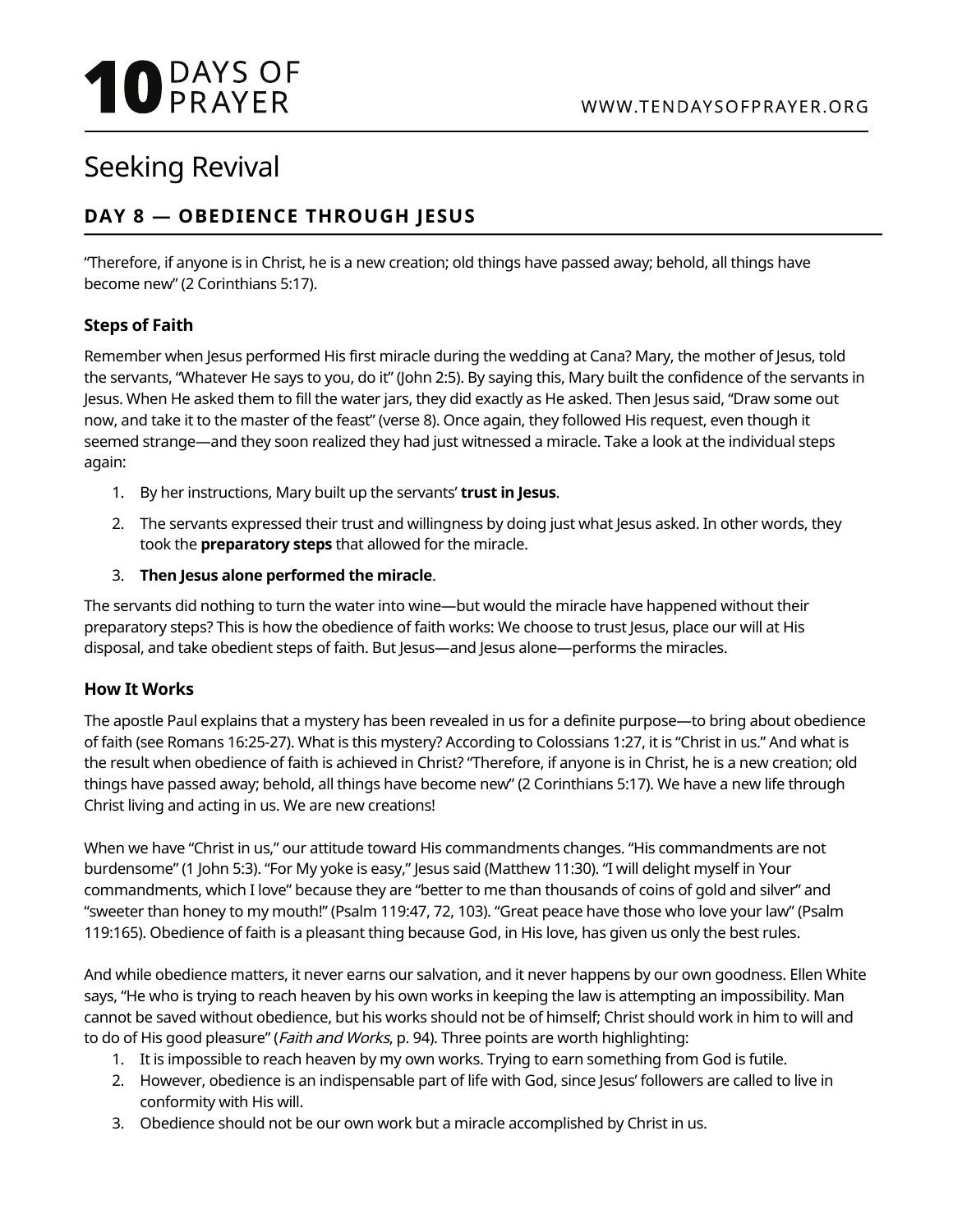# Seeking Revival

## DAY 8 — OBEDIENCE THROUGH JESUS

"Therefore, if anyone is in Christ, he is a new creation; old things have passed away; behold, all things have become new" (2 Corinthians 5:17).

### Steps of Faith

Remember when Jesus performed His first miracle during the wedding at Cana? Mary, the mother of Jesus, told the servants, "Whatever He says to you, do it" (John 2:5). By saying this, Mary built the confidence of the servants in Jesus. When He asked them to fill the water jars, they did exactly as He asked. Then Jesus said, "Draw some out now, and take it to the master of the feast" (verse 8). Once again, they followed His request, even though it seemed strange—and they soon realized they had just witnessed a miracle. Take a look at the individual steps again:

1. By her instructions, Mary built up the servants' **trust in Jesus**.
2. The servants expressed their trust and willingness by doing just what Jesus asked. In other words, they took the **preparatory steps** that allowed for the miracle.
3. **Then Jesus alone performed the miracle**.

The servants did nothing to turn the water into wine—but would the miracle have happened without their preparatory steps? This is how the obedience of faith works: We choose to trust Jesus, place our will at His disposal, and take obedient steps of faith. But Jesus—and Jesus alone—performs the miracles.

### How It Works

The apostle Paul explains that a mystery has been revealed in us for a definite purpose—to bring about obedience of faith (see Romans 16:25-27). What is this mystery? According to Colossians 1:27, it is "Christ in us." And what is the result when obedience of faith is achieved in Christ? "Therefore, if anyone is in Christ, he is a new creation; old things have passed away; behold, all things have become new" (2 Corinthians 5:17). We have a new life through Christ living and acting in us. We are new creations!

When we have "Christ in us," our attitude toward His commandments changes. "His commandments are not burdensome" (1 John 5:3). "For My yoke is easy," Jesus said (Matthew 11:30). "I will delight myself in Your commandments, which I love" because they are "better to me than thousands of coins of gold and silver" and "sweeter than honey to my mouth!" (Psalm 119:47, 72, 103). "Great peace have those who love your law" (Psalm 119:165). Obedience of faith is a pleasant thing because God, in His love, has given us only the best rules.

And while obedience matters, it never earns our salvation, and it never happens by our own goodness. Ellen White says, "He who is trying to reach heaven by his own works in keeping the law is attempting an impossibility. Man cannot be saved without obedience, but his works should not be of himself; Christ should work in him to will and to do of His good pleasure" (*Faith and Works*, p. 94). Three points are worth highlighting:

1. It is impossible to reach heaven by my own works. Trying to earn something from God is futile.
2. However, obedience is an indispensable part of life with God, since Jesus' followers are called to live in conformity with His will.
3. Obedience should not be our own work but a miracle accomplished by Christ in us.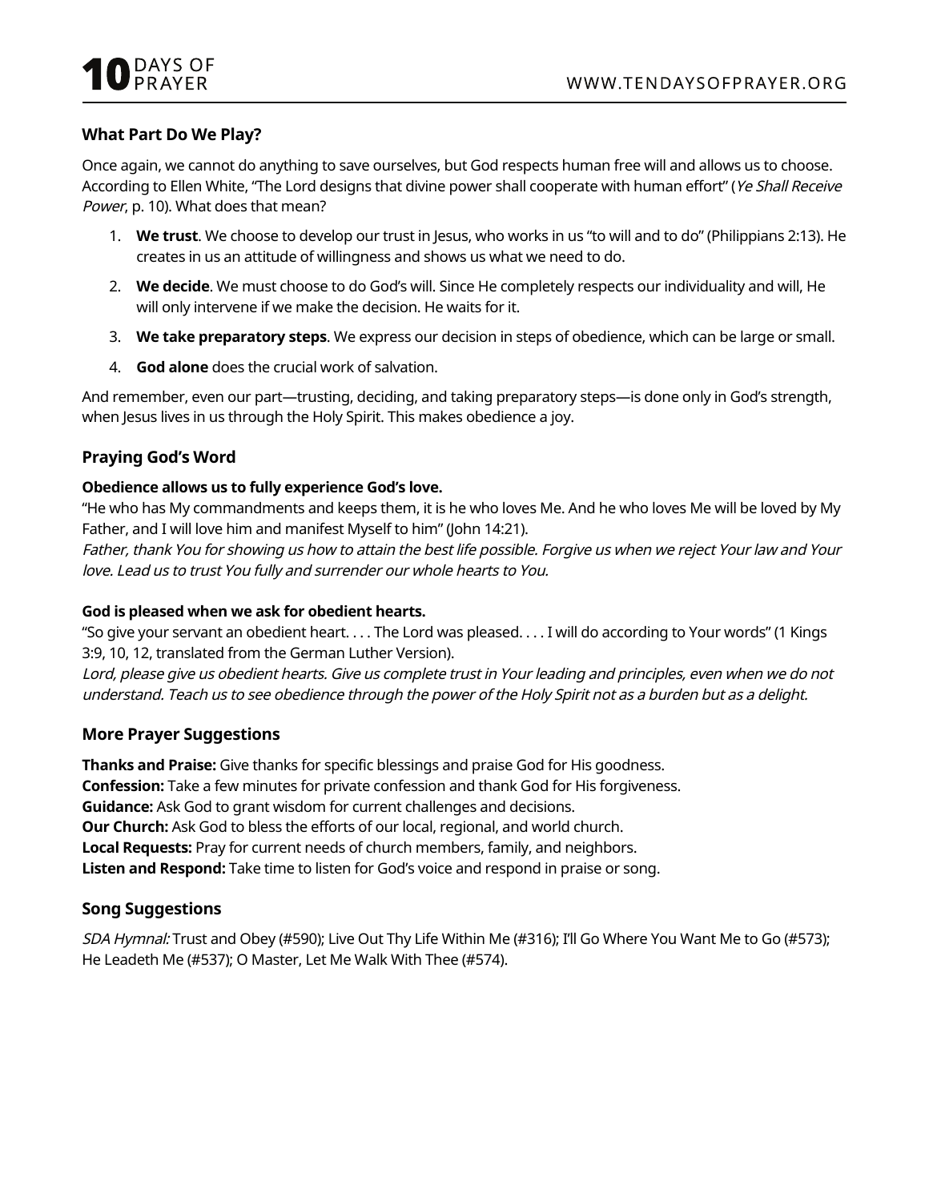### What Part Do We Play?

Once again, we cannot do anything to save ourselves, but God respects human free will and allows us to choose. According to Ellen White, "The Lord designs that divine power shall cooperate with human effort" (*Ye Shall Receive Power*, p. 10). What does that mean?

1. **We trust**. We choose to develop our trust in Jesus, who works in us "to will and to do" (Philippians 2:13). He creates in us an attitude of willingness and shows us what we need to do.
2. **We decide**. We must choose to do God's will. Since He completely respects our individuality and will, He will only intervene if we make the decision. He waits for it.
3. **We take preparatory steps**. We express our decision in steps of obedience, which can be large or small.
4. **God alone** does the crucial work of salvation.

And remember, even our part—trusting, deciding, and taking preparatory steps—is done only in God's strength, when Jesus lives in us through the Holy Spirit. This makes obedience a joy.

### Praying God's Word

**Obedience allows us to fully experience God's love.**
"He who has My commandments and keeps them, it is he who loves Me. And he who loves Me will be loved by My Father, and I will love him and manifest Myself to him" (John 14:21).
*Father, thank You for showing us how to attain the best life possible. Forgive us when we reject Your law and Your love. Lead us to trust You fully and surrender our whole hearts to You.*

**God is pleased when we ask for obedient hearts.**
"So give your servant an obedient heart. . . . The Lord was pleased. . . . I will do according to Your words" (1 Kings 3:9, 10, 12, translated from the German Luther Version).
*Lord, please give us obedient hearts. Give us complete trust in Your leading and principles, even when we do not understand. Teach us to see obedience through the power of the Holy Spirit not as a burden but as a delight.*

### More Prayer Suggestions

**Thanks and Praise:** Give thanks for specific blessings and praise God for His goodness.
**Confession:** Take a few minutes for private confession and thank God for His forgiveness.
**Guidance:** Ask God to grant wisdom for current challenges and decisions.
**Our Church:** Ask God to bless the efforts of our local, regional, and world church.
**Local Requests:** Pray for current needs of church members, family, and neighbors.
**Listen and Respond:** Take time to listen for God's voice and respond in praise or song.

### Song Suggestions

*SDA Hymnal:* Trust and Obey (#590); Live Out Thy Life Within Me (#316); I'll Go Where You Want Me to Go (#573); He Leadeth Me (#537); O Master, Let Me Walk With Thee (#574).